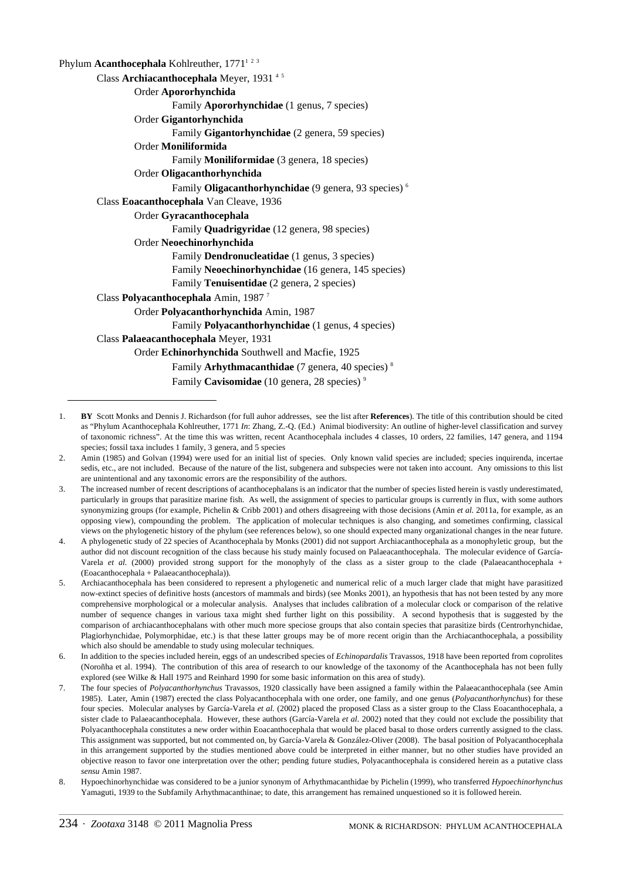Phylum **Acanthocephala** Kohlreuther, 1771[1 2 3]

Class **Archiacanthocephala** Meyer, 1931 [4 5]

Order **Apororhynchida**

Family **Apororhynchidae** (1 genus, 7 species)

Order **Gigantorhynchida**

Family **Gigantorhynchidae** (2 genera, 59 species)

Order **Moniliformida**

Family **Moniliformidae** (3 genera, 18 species)

Order **Oligacanthorhynchida**

Family **Oligacanthorhynchidae** (9 genera, 93 species) [6]

Class **Eoacanthocephala** Van Cleave, 1936

Order **Gyracanthocephala**

Family **Quadrigyridae** (12 genera, 98 species)

Order **Neoechinorhynchida**

Family **Dendronucleatidae** (1 genus, 3 species)

Family **Neoechinorhynchidae** (16 genera, 145 species)

Family **Tenuisentidae** (2 genera, 2 species)

Class **Polyacanthocephala** Amin, 1987 [7]

Order **Polyacanthorhynchida** Amin, 1987

Family **Polyacanthorhynchidae** (1 genus, 4 species)

Class **Palaeacanthocephala** Meyer, 1931

Order **Echinorhynchida** Southwell and Macfie, 1925

Family **Arhythmacanthidae** (7 genera, 40 species) [8]

Family **Cavisomidae** (10 genera, 28 species) [9]

---

1. **BY** Scott Monks and Dennis J. Richardson (for full auhor addresses, see the list after **References**). The title of this contribution should be cited as "Phylum Acanthocephala Kohlreuther, 1771 *In*: Zhang, Z.-Q. (Ed.) Animal biodiversity: An outline of higher-level classification and survey of taxonomic richness". At the time this was written, recent Acanthocephala includes 4 classes, 10 orders, 22 families, 147 genera, and 1194 species; fossil taxa includes 1 family, 3 genera, and 5 species
2. Amin (1985) and Golvan (1994) were used for an initial list of species. Only known valid species are included; species inquirenda, incertae sedis, etc., are not included. Because of the nature of the list, subgenera and subspecies were not taken into account. Any omissions to this list are unintentional and any taxonomic errors are the responsibility of the authors.
3. The increased number of recent descriptions of acanthocephalans is an indicator that the number of species listed herein is vastly underestimated, particularly in groups that parasitize marine fish. As well, the assignment of species to particular groups is currently in flux, with some authors synonymizing groups (for example, Pichelin & Cribb 2001) and others disagreeing with those decisions (Amin *et al.* 2011a, for example, as an opposing view), compounding the problem. The application of molecular techniques is also changing, and sometimes confirming, classical views on the phylogenetic history of the phylum (see references below), so one should expect many organizational changes in the near future.
4. A phylogenetic study of 22 species of Acanthocephala by Monks (2001) did not support Archiacanthocephala as a monophyletic group, but the author did not discount recognition of the class because his study mainly focused on Palaeacanthocephala. The molecular evidence of García-Varela *et al.* (2000) provided strong support for the monophyly of the class as a sister group to the clade (Palaeacanthocephala + (Eoacanthocephala + Palaeacanthocephala)).
5. Archiacanthocephala has been considered to represent a phylogenetic and numerical relic of a much larger clade that might have parasitized now-extinct species of definitive hosts (ancestors of mammals and birds) (see Monks 2001), an hypothesis that has not been tested by any more comprehensive morphological or a molecular analysis. Analyses that includes calibration of a molecular clock or comparison of the relative number of sequence changes in various taxa might shed further light on this possibility. A second hypothesis that is suggested by the comparison of archiacanthocephalans with other much more speciose groups that also contain species that parasitize birds (Centrorhynchidae, Plagiorhynchidae, Polymorphidae, etc.) is that these latter groups may be of more recent origin than the Archiacanthocephala, a possibility which also should be amendable to study using molecular techniques.
6. In addition to the species included herein, eggs of an undescribed species of *Echinopardalis* Travassos, 1918 have been reported from coprolites (Noroñha et al. 1994). The contribution of this area of research to our knowledge of the taxonomy of the Acanthocephala has not been fully explored (see Wilke & Hall 1975 and Reinhard 1990 for some basic information on this area of study).
7. The four species of *Polyacanthorhynchus* Travassos, 1920 classically have been assigned a family within the Palaeacanthocephala (see Amin 1985). Later, Amin (1987) erected the class Polyacanthocephala with one order, one family, and one genus (*Polyacanthorhynchus*) for these four species. Molecular analyses by García-Varela *et al.* (2002) placed the proposed Class as a sister group to the Class Eoacanthocephala, a sister clade to Palaeacanthocephala. However, these authors (García-Varela *et al.* 2002) noted that they could not exclude the possibility that Polyacanthocephala constitutes a new order within Eoacanthocephala that would be placed basal to those orders currently assigned to the class. This assignment was supported, but not commented on, by García-Varela & González-Oliver (2008). The basal position of Polyacanthocephala in this arrangement supported by the studies mentioned above could be interpreted in either manner, but no other studies have provided an objective reason to favor one interpretation over the other; pending future studies, Polyacanthocephala is considered herein as a putative class *sensu* Amin 1987.
8. Hypoechinorhynchidae was considered to be a junior synonym of Arhythmacanthidae by Pichelin (1999), who transferred *Hypoechinorhynchus* Yamaguti, 1939 to the Subfamily Arhythmacanthinae; to date, this arrangement has remained unquestioned so it is followed herein.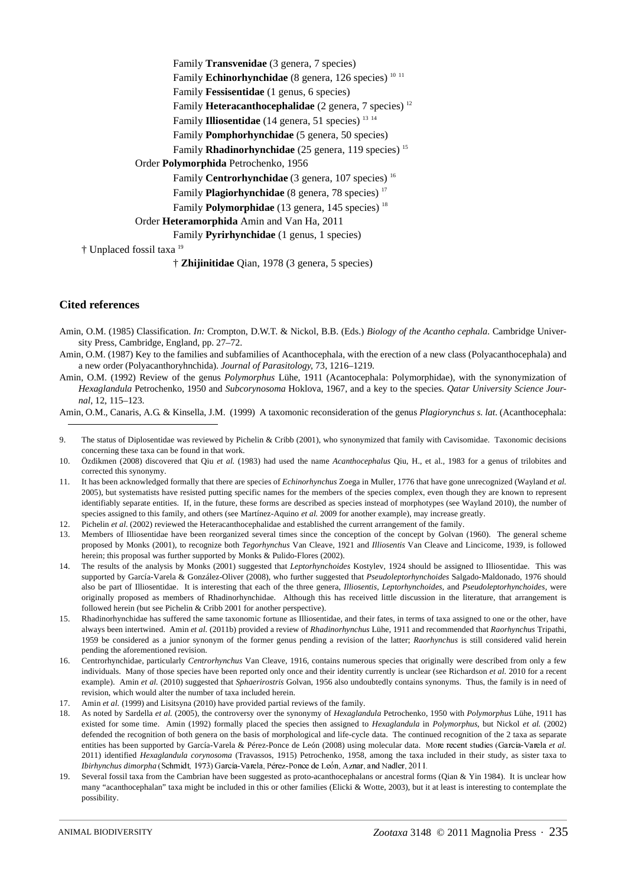Family **Transvenidae** (3 genera, 7 species)

Family **Echinorhynchidae** (8 genera, 126 species) [10] [11]

Family **Fessisentidae** (1 genus, 6 species)

Family **Heteracanthocephalidae** (2 genera, 7 species) [12]

Family **Illiosentidae** (14 genera, 51 species) [13] [14]

Family **Pomphorhynchidae** (5 genera, 50 species)

Family **Rhadinorhynchidae** (25 genera, 119 species) [15]

Order **Polymorphida** Petrochenko, 1956

Family **Centrorhynchidae** (3 genera, 107 species) [16]

Family **Plagiorhynchidae** (8 genera, 78 species) [17]

Family **Polymorphidae** (13 genera, 145 species) [18]

Order **Heteramorphida** Amin and Van Ha, 2011

Family **Pyrirhynchidae** (1 genus, 1 species)

† Unplaced fossil taxa [19]

† **Zhijinitidae** Qian, 1978 (3 genera, 5 species)

## Cited references

Amin, O.M. (1985) Classification. *In:* Crompton, D.W.T. & Nickol, B.B. (Eds.) *Biology of the Acantho cephala*. Cambridge University Press, Cambridge, England, pp. 27–72.

Amin, O.M. (1987) Key to the families and subfamilies of Acanthocephala, with the erection of a new class (Polyacanthocephala) and a new order (Polyacanthoryhnchida). *Journal of Parasitology*, 73, 1216–1219.

Amin, O.M. (1992) Review of the genus *Polymorphus* Lühe, 1911 (Acantocephala: Polymorphidae), with the synonymization of *Hexaglandula* Petrochenko, 1950 and *Subcorynosoma* Hoklova, 1967, and a key to the species. *Qatar University Science Journal*, 12, 115–123.

Amin, O.M., Canaris, A.G. & Kinsella, J.M. (1999) A taxomonic reconsideration of the genus *Plagiorynchus s. lat*. (Acanthocephala:

---

9. The status of Diplosentidae was reviewed by Pichelin & Cribb (2001), who synonymized that family with Cavisomidae. Taxonomic decisions concerning these taxa can be found in that work.
10. Özdikmen (2008) discovered that Qiu *et al.* (1983) had used the name *Acanthocephalus* Qiu, H., et al., 1983 for a genus of trilobites and corrected this synonymy.
11. It has been acknowledged formally that there are species of *Echinorhynchus* Zoega in Muller, 1776 that have gone unrecognized (Wayland *et al.* 2005), but systematists have resisted putting specific names for the members of the species complex, even though they are known to represent identifiably separate entities. If, in the future, these forms are described as species instead of morphotypes (see Wayland 2010), the number of species assigned to this family, and others (see Martínez-Aquino *et al.* 2009 for another example), may increase greatly.
12. Pichelin *et al.* (2002) reviewed the Heteracanthocephalidae and established the current arrangement of the family.
13. Members of Illiosentidae have been reorganized several times since the conception of the concept by Golvan (1960). The general scheme proposed by Monks (2001), to recognize both *Tegorhynchus* Van Cleave, 1921 and *Illiosentis* Van Cleave and Lincicome, 1939, is followed herein; this proposal was further supported by Monks & Pulido-Flores (2002).
14. The results of the analysis by Monks (2001) suggested that *Leptorhynchoides* Kostylev, 1924 should be assigned to Illiosentidae. This was supported by García-Varela & González-Oliver (2008), who further suggested that *Pseudoleptorhynchoides* Salgado-Maldonado, 1976 should also be part of Illiosentidae. It is interesting that each of the three genera, *Illiosentis*, *Leptorhynchoides*, and *Pseudoleptorhynchoides*, were originally proposed as members of Rhadinorhynchidae. Although this has received little discussion in the literature, that arrangement is followed herein (but see Pichelin & Cribb 2001 for another perspective).
15. Rhadinorhynchidae has suffered the same taxonomic fortune as Illiosentidae, and their fates, in terms of taxa assigned to one or the other, have always been intertwined. Amin *et al.* (2011b) provided a review of *Rhadinorhynchus* Lühe, 1911 and recommended that *Raorhynchus* Tripathi, 1959 be considered as a junior synonym of the former genus pending a revision of the latter; *Raorhynchus* is still considered valid herein pending the aforementioned revision.
16. Centrorhynchidae, particularly *Centrorhynchus* Van Cleave, 1916, contains numerous species that originally were described from only a few individuals. Many of those species have been reported only once and their identity currently is unclear (see Richardson *et al.* 2010 for a recent example). Amin *et al.* (2010) suggested that *Sphaerirostris* Golvan, 1956 also undoubtedly contains synonyms. Thus, the family is in need of revision, which would alter the number of taxa included herein.
17. Amin *et al.* (1999) and Lisitsyna (2010) have provided partial reviews of the family.
18. As noted by Sardella *et al.* (2005), the controversy over the synonymy of *Hexaglandula* Petrochenko, 1950 with *Polymorphus* Lühe, 1911 has existed for some time. Amin (1992) formally placed the species then assigned to *Hexaglandula* in *Polymorphus*, but Nickol *et al.* (2002) defended the recognition of both genera on the basis of morphological and life-cycle data. The continued recognition of the 2 taxa as separate entities has been supported by García-Varela & Pérez-Ponce de León (2008) using molecular data. More recent studies (García-Varela *et al.* 2011) identified *Hexaglandula corynosoma* (Travassos, 1915) Petrochenko, 1958, among the taxa included in their study, as sister taxa to *Ibirhynchus dimorpha* (Schmidt, 1973) García-Varela, Pérez-Ponce de León, Aznar, and Nadler, 2011.
19. Several fossil taxa from the Cambrian have been suggested as proto-acanthocephalans or ancestral forms (Qian & Yin 1984). It is unclear how many "acanthocephalan" taxa might be included in this or other families (Elicki & Wotte, 2003), but it at least is interesting to contemplate the possibility.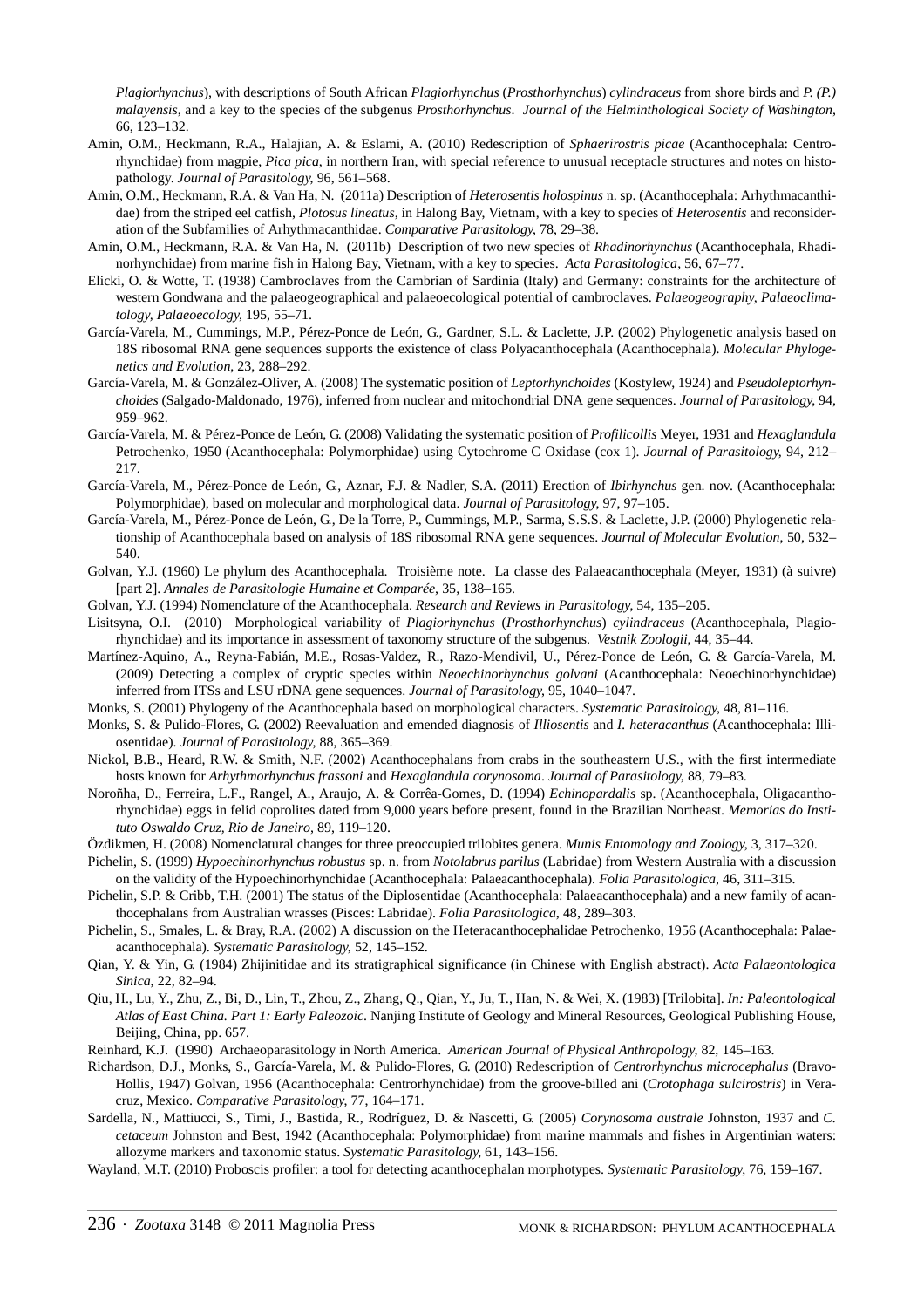*Plagiorhynchus*), with descriptions of South African *Plagiorhynchus* (*Prosthorhynchus*) *cylindraceus* from shore birds and *P. (P.) malayensis*, and a key to the species of the subgenus *Prosthorhynchus*. *Journal of the Helminthological Society of Washington*, 66, 123–132.

Amin, O.M., Heckmann, R.A., Halajian, A. & Eslami, A. (2010) Redescription of *Sphaerirostris picae* (Acanthocephala: Centrorhynchidae) from magpie, *Pica pica*, in northern Iran, with special reference to unusual receptacle structures and notes on histopathology. *Journal of Parasitology*, 96, 561–568.

Amin, O.M., Heckmann, R.A. & Van Ha, N. (2011a) Description of *Heterosentis holospinus* n. sp. (Acanthocephala: Arhythmacanthidae) from the striped eel catfish, *Plotosus lineatus*, in Halong Bay, Vietnam, with a key to species of *Heterosentis* and reconsideration of the Subfamilies of Arhythmacanthidae. *Comparative Parasitology*, 78, 29–38.

Amin, O.M., Heckmann, R.A. & Van Ha, N. (2011b) Description of two new species of *Rhadinorhynchus* (Acanthocephala, Rhadinorhynchidae) from marine fish in Halong Bay, Vietnam, with a key to species. *Acta Parasitologica*, 56, 67–77.

Elicki, O. & Wotte, T. (1938) Cambroclaves from the Cambrian of Sardinia (Italy) and Germany: constraints for the architecture of western Gondwana and the palaeogeographical and palaeoecological potential of cambroclaves. *Palaeogeography, Palaeoclimatology, Palaeoecology*, 195, 55–71.

García-Varela, M., Cummings, M.P., Pérez-Ponce de León, G., Gardner, S.L. & Laclette, J.P. (2002) Phylogenetic analysis based on 18S ribosomal RNA gene sequences supports the existence of class Polyacanthocephala (Acanthocephala). *Molecular Phylogenetics and Evolution*, 23, 288–292.

García-Varela, M. & González-Oliver, A. (2008) The systematic position of *Leptorhynchoides* (Kostylew, 1924) and *Pseudoleptorhynchoides* (Salgado-Maldonado, 1976), inferred from nuclear and mitochondrial DNA gene sequences. *Journal of Parasitology*, 94, 959–962.

García-Varela, M. & Pérez-Ponce de León, G. (2008) Validating the systematic position of *Profilicollis* Meyer, 1931 and *Hexaglandula* Petrochenko, 1950 (Acanthocephala: Polymorphidae) using Cytochrome C Oxidase (cox 1). *Journal of Parasitology*, 94, 212–217.

García-Varela, M., Pérez-Ponce de León, G., Aznar, F.J. & Nadler, S.A. (2011) Erection of *Ibirhynchus* gen. nov. (Acanthocephala: Polymorphidae), based on molecular and morphological data. *Journal of Parasitology*, 97, 97–105.

García-Varela, M., Pérez-Ponce de León, G., De la Torre, P., Cummings, M.P., Sarma, S.S.S. & Laclette, J.P. (2000) Phylogenetic relationship of Acanthocephala based on analysis of 18S ribosomal RNA gene sequences. *Journal of Molecular Evolution*, 50, 532–540.

Golvan, Y.J. (1960) Le phylum des Acanthocephala. Troisième note. La classe des Palaeacanthocephala (Meyer, 1931) (à suivre) [part 2]. *Annales de Parasitologie Humaine et Comparée*, 35, 138–165.

Golvan, Y.J. (1994) Nomenclature of the Acanthocephala. *Research and Reviews in Parasitology*, 54, 135–205.

Lisitsyna, O.I. (2010) Morphological variability of *Plagiorhynchus* (*Prosthorhynchus*) *cylindraceus* (Acanthocephala, Plagiorhynchidae) and its importance in assessment of taxonomy structure of the subgenus. *Vestnik Zoologii*, 44, 35–44.

Martínez-Aquino, A., Reyna-Fabián, M.E., Rosas-Valdez, R., Razo-Mendivil, U., Pérez-Ponce de León, G. & García-Varela, M. (2009) Detecting a complex of cryptic species within *Neoechinorhynchus golvani* (Acanthocephala: Neoechinorhynchidae) inferred from ITSs and LSU rDNA gene sequences. *Journal of Parasitology*, 95, 1040–1047.

Monks, S. (2001) Phylogeny of the Acanthocephala based on morphological characters. *Systematic Parasitology*, 48, 81–116.

Monks, S. & Pulido-Flores, G. (2002) Reevaluation and emended diagnosis of *Illiosentis* and *I. heteracanthus* (Acanthocephala: Illiosentidae). *Journal of Parasitology*, 88, 365–369.

Nickol, B.B., Heard, R.W. & Smith, N.F. (2002) Acanthocephalans from crabs in the southeastern U.S., with the first intermediate hosts known for *Arhythmorhynchus frassoni* and *Hexaglandula corynosoma*. *Journal of Parasitology*, 88, 79–83.

Noroñha, D., Ferreira, L.F., Rangel, A., Araujo, A. & Corrêa-Gomes, D. (1994) *Echinopardalis* sp. (Acanthocephala, Oligacanthorhynchidae) eggs in felid coprolites dated from 9,000 years before present, found in the Brazilian Northeast. *Memorias do Instituto Oswaldo Cruz, Rio de Janeiro*, 89, 119–120.

Özdikmen, H. (2008) Nomenclatural changes for three preoccupied trilobites genera. *Munis Entomology and Zoology*, 3, 317–320.

Pichelin, S. (1999) *Hypoechinorhynchus robustus* sp. n. from *Notolabrus parilus* (Labridae) from Western Australia with a discussion on the validity of the Hypoechinorhynchidae (Acanthocephala: Palaeacanthocephala). *Folia Parasitologica*, 46, 311–315.

Pichelin, S.P. & Cribb, T.H. (2001) The status of the Diplosentidae (Acanthocephala: Palaeacanthocephala) and a new family of acanthocephalans from Australian wrasses (Pisces: Labridae). *Folia Parasitologica*, 48, 289–303.

Pichelin, S., Smales, L. & Bray, R.A. (2002) A discussion on the Heteracanthocephalidae Petrochenko, 1956 (Acanthocephala: Palaeacanthocephala). *Systematic Parasitology*, 52, 145–152.

Qian, Y. & Yin, G. (1984) Zhijinitidae and its stratigraphical significance (in Chinese with English abstract). *Acta Palaeontologica Sinica*, 22, 82–94.

Qiu, H., Lu, Y., Zhu, Z., Bi, D., Lin, T., Zhou, Z., Zhang, Q., Qian, Y., Ju, T., Han, N. & Wei, X. (1983) [Trilobita]. *In: Paleontological Atlas of East China. Part 1: Early Paleozoic*. Nanjing Institute of Geology and Mineral Resources, Geological Publishing House, Beijing, China, pp. 657.

Reinhard, K.J. (1990) Archaeoparasitology in North America. *American Journal of Physical Anthropology*, 82, 145–163.

Richardson, D.J., Monks, S., García-Varela, M. & Pulido-Flores, G. (2010) Redescription of *Centrorhynchus microcephalus* (Bravo-Hollis, 1947) Golvan, 1956 (Acanthocephala: Centrorhynchidae) from the groove-billed ani (*Crotophaga sulcirostris*) in Veracruz, Mexico. *Comparative Parasitology*, 77, 164–171.

Sardella, N., Mattiucci, S., Timi, J., Bastida, R., Rodríguez, D. & Nascetti, G. (2005) *Corynosoma australe* Johnston, 1937 and *C. cetaceum* Johnston and Best, 1942 (Acanthocephala: Polymorphidae) from marine mammals and fishes in Argentinian waters: allozyme markers and taxonomic status. *Systematic Parasitology*, 61, 143–156.

Wayland, M.T. (2010) Proboscis profiler: a tool for detecting acanthocephalan morphotypes. *Systematic Parasitology*, 76, 159–167.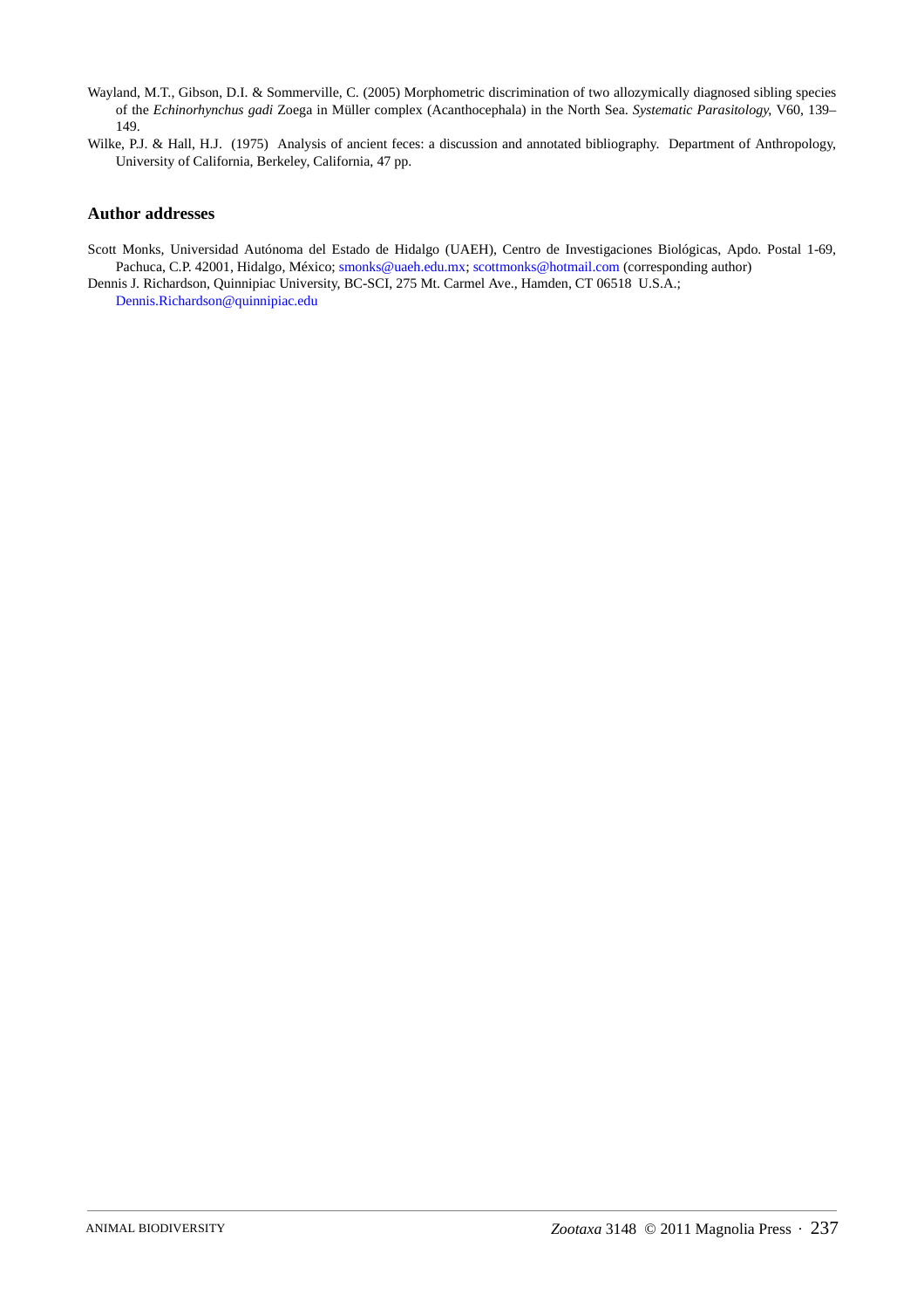Wayland, M.T., Gibson, D.I. & Sommerville, C. (2005) Morphometric discrimination of two allozymically diagnosed sibling species of the *Echinorhynchus gadi* Zoega in Müller complex (Acanthocephala) in the North Sea. *Systematic Parasitology,* V60, 139–149.

Wilke, P.J. & Hall, H.J. (1975) Analysis of ancient feces: a discussion and annotated bibliography. Department of Anthropology, University of California, Berkeley, California, 47 pp.

## Author addresses

Scott Monks, Universidad Autónoma del Estado de Hidalgo (UAEH), Centro de Investigaciones Biológicas, Apdo. Postal 1-69, Pachuca, C.P. 42001, Hidalgo, México; smonks@uaeh.edu.mx; scottmonks@hotmail.com (corresponding author)

Dennis J. Richardson, Quinnipiac University, BC-SCI, 275 Mt. Carmel Ave., Hamden, CT 06518 U.S.A.; Dennis.Richardson@quinnipiac.edu